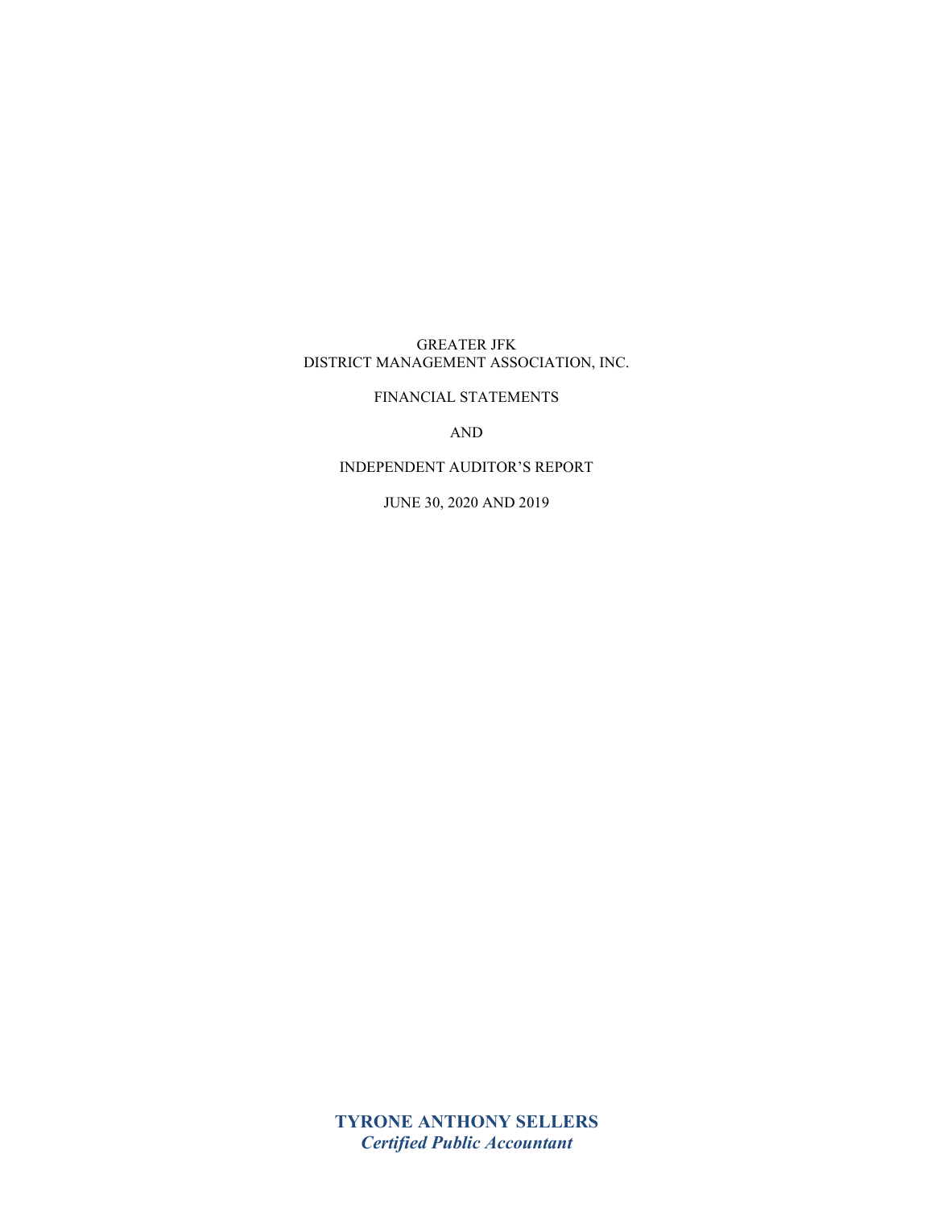GREATER JFK
DISTRICT MANAGEMENT ASSOCIATION, INC.

FINANCIAL STATEMENTS

AND

INDEPENDENT AUDITOR'S REPORT

JUNE 30, 2020 AND 2019

**TYRONE ANTHONY SELLERS**
***Certified Public Accountant***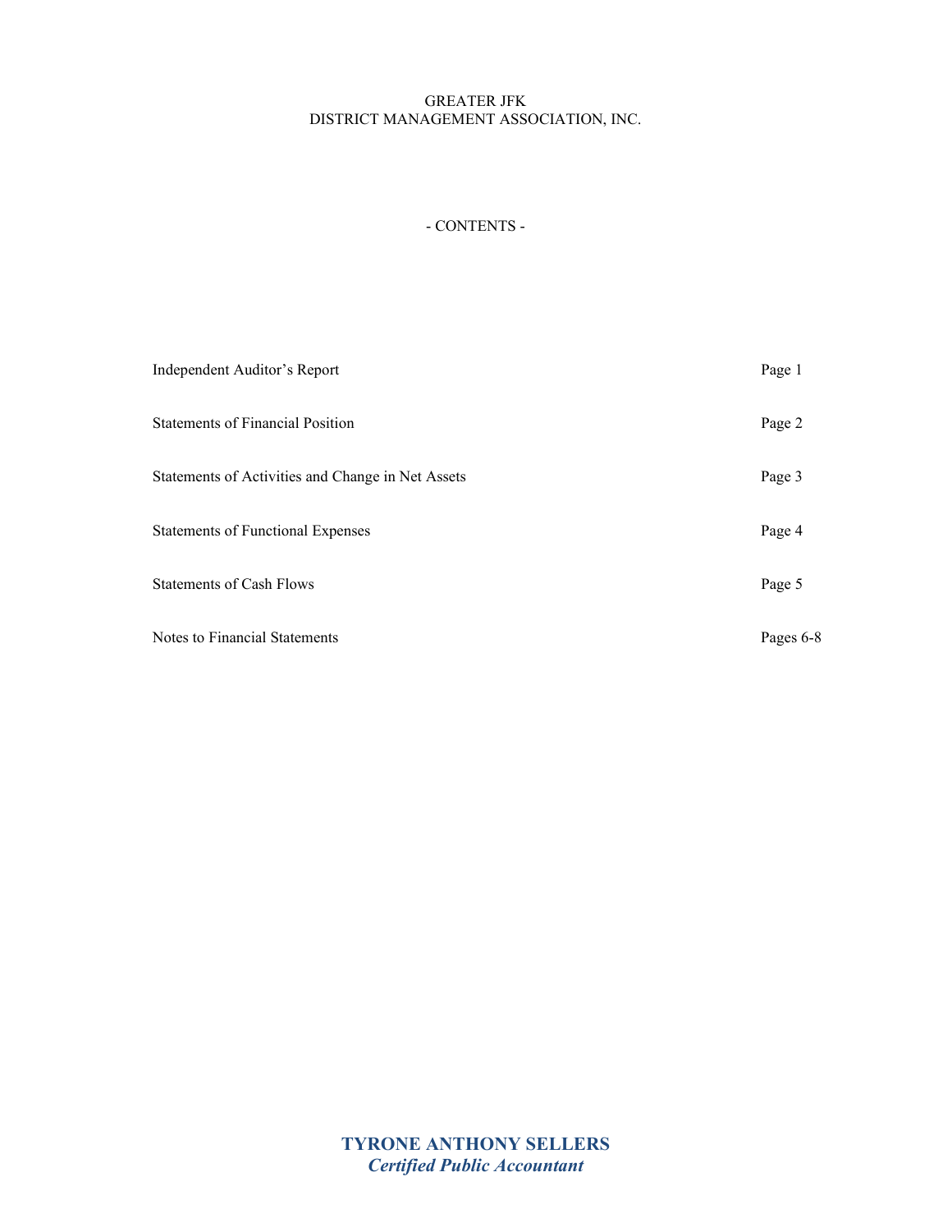GREATER JFK
DISTRICT MANAGEMENT ASSOCIATION, INC.

- CONTENTS -

| | |
|---|---|
| Independent Auditor's Report | Page 1 |
| Statements of Financial Position | Page 2 |
| Statements of Activities and Change in Net Assets | Page 3 |
| Statements of Functional Expenses | Page 4 |
| Statements of Cash Flows | Page 5 |
| Notes to Financial Statements | Pages 6-8 |

**TYRONE ANTHONY SELLERS**
***Certified Public Accountant***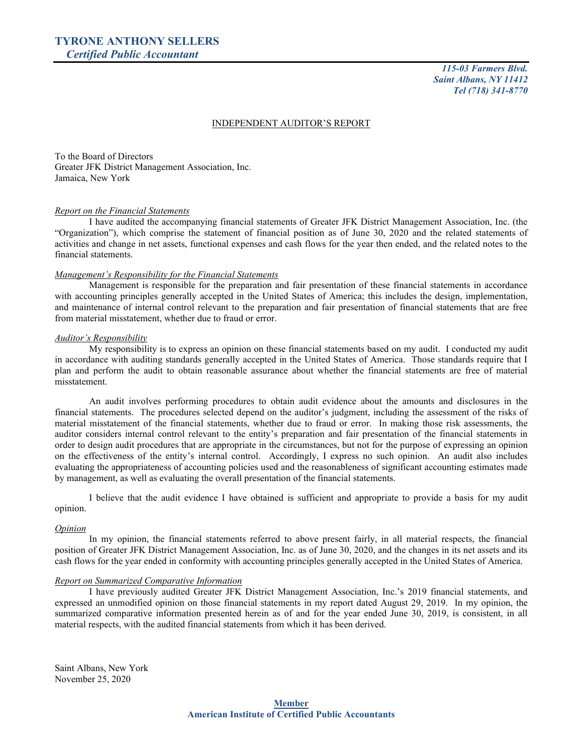# TYRONE ANTHONY SELLERS
*Certified Public Accountant*

*115-03 Farmers Blvd.*
*Saint Albans, NY 11412*
*Tel (718) 341-8770*

## INDEPENDENT AUDITOR'S REPORT

To the Board of Directors
Greater JFK District Management Association, Inc.
Jamaica, New York

*Report on the Financial Statements*

I have audited the accompanying financial statements of Greater JFK District Management Association, Inc. (the "Organization"), which comprise the statement of financial position as of June 30, 2020 and the related statements of activities and change in net assets, functional expenses and cash flows for the year then ended, and the related notes to the financial statements.

*Management's Responsibility for the Financial Statements*

Management is responsible for the preparation and fair presentation of these financial statements in accordance with accounting principles generally accepted in the United States of America; this includes the design, implementation, and maintenance of internal control relevant to the preparation and fair presentation of financial statements that are free from material misstatement, whether due to fraud or error.

*Auditor's Responsibility*

My responsibility is to express an opinion on these financial statements based on my audit. I conducted my audit in accordance with auditing standards generally accepted in the United States of America. Those standards require that I plan and perform the audit to obtain reasonable assurance about whether the financial statements are free of material misstatement.

An audit involves performing procedures to obtain audit evidence about the amounts and disclosures in the financial statements. The procedures selected depend on the auditor's judgment, including the assessment of the risks of material misstatement of the financial statements, whether due to fraud or error. In making those risk assessments, the auditor considers internal control relevant to the entity's preparation and fair presentation of the financial statements in order to design audit procedures that are appropriate in the circumstances, but not for the purpose of expressing an opinion on the effectiveness of the entity's internal control. Accordingly, I express no such opinion. An audit also includes evaluating the appropriateness of accounting policies used and the reasonableness of significant accounting estimates made by management, as well as evaluating the overall presentation of the financial statements.

I believe that the audit evidence I have obtained is sufficient and appropriate to provide a basis for my audit opinion.

*Opinion*

In my opinion, the financial statements referred to above present fairly, in all material respects, the financial position of Greater JFK District Management Association, Inc. as of June 30, 2020, and the changes in its net assets and its cash flows for the year ended in conformity with accounting principles generally accepted in the United States of America.

*Report on Summarized Comparative Information*

I have previously audited Greater JFK District Management Association, Inc.'s 2019 financial statements, and expressed an unmodified opinion on those financial statements in my report dated August 29, 2019. In my opinion, the summarized comparative information presented herein as of and for the year ended June 30, 2019, is consistent, in all material respects, with the audited financial statements from which it has been derived.

Saint Albans, New York
November 25, 2020

**Member**
**American Institute of Certified Public Accountants**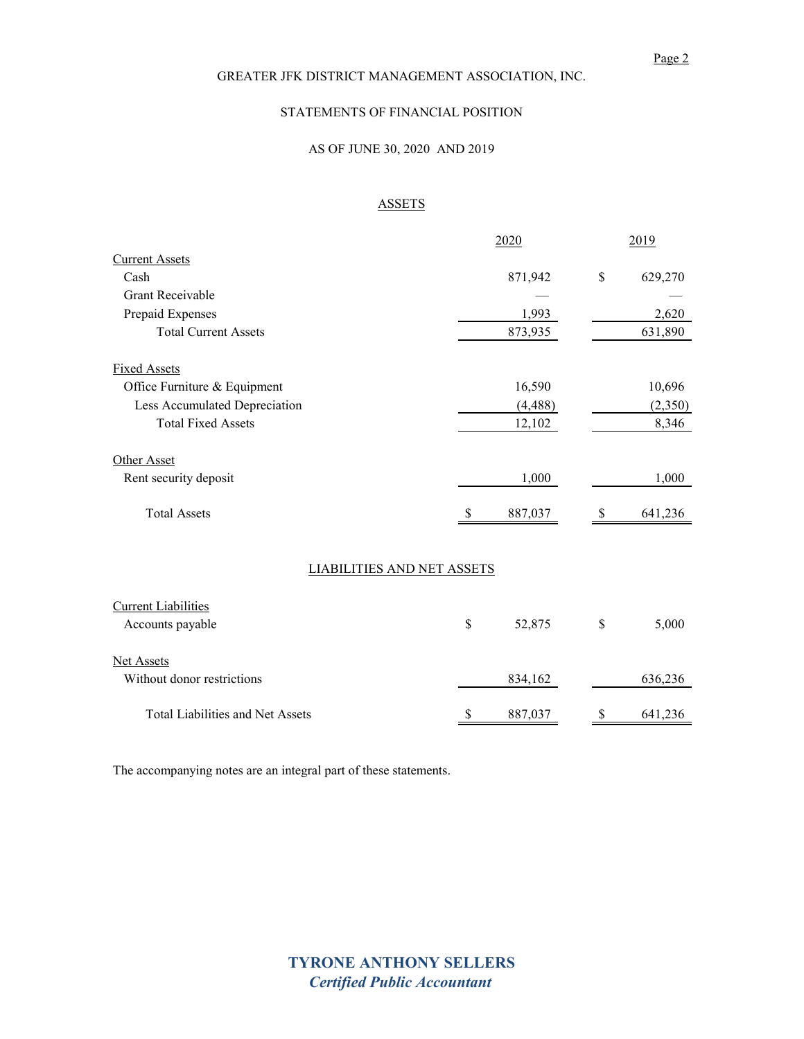GREATER JFK DISTRICT MANAGEMENT ASSOCIATION, INC.

STATEMENTS OF FINANCIAL POSITION

AS OF JUNE 30, 2020 AND 2019

## ASSETS

| | 2020 | 2019 |
|---|---|---|
| **Current Assets** | | |
| Cash | 871,942 | $ 629,270 |
| Grant Receivable | — | — |
| Prepaid Expenses | 1,993 | 2,620 |
| Total Current Assets | 873,935 | 631,890 |
| **Fixed Assets** | | |
| Office Furniture & Equipment | 16,590 | 10,696 |
| Less Accumulated Depreciation | (4,488) | (2,350) |
| Total Fixed Assets | 12,102 | 8,346 |
| **Other Asset** | | |
| Rent security deposit | 1,000 | 1,000 |
| Total Assets | $ 887,037 | $ 641,236 |

## LIABILITIES AND NET ASSETS

| | 2020 | 2019 |
|---|---|---|
| **Current Liabilities** | | |
| Accounts payable | $ 52,875 | $ 5,000 |
| **Net Assets** | | |
| Without donor restrictions | 834,162 | 636,236 |
| Total Liabilities and Net Assets | $ 887,037 | $ 641,236 |

The accompanying notes are an integral part of these statements.

**TYRONE ANTHONY SELLERS**
*Certified Public Accountant*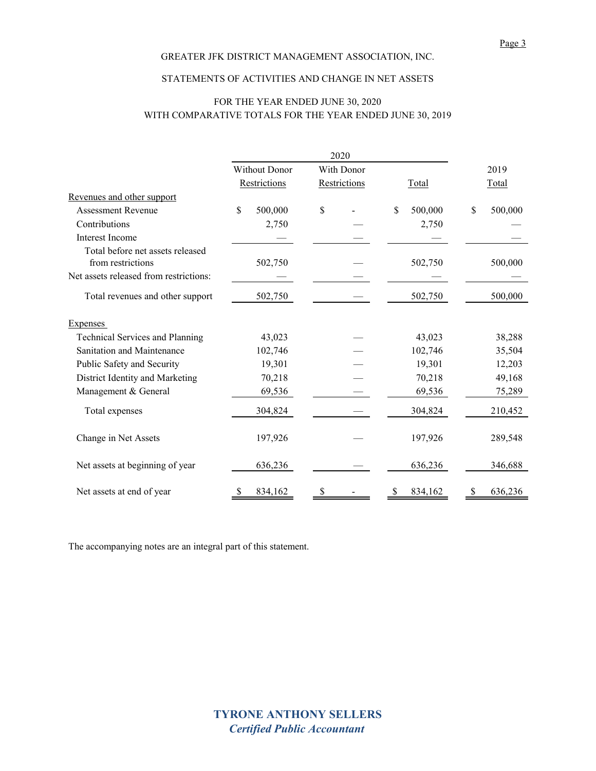GREATER JFK DISTRICT MANAGEMENT ASSOCIATION, INC.

STATEMENTS OF ACTIVITIES AND CHANGE IN NET ASSETS

FOR THE YEAR ENDED JUNE 30, 2020
WITH COMPARATIVE TOTALS FOR THE YEAR ENDED JUNE 30, 2019

| | 2020 | | | |
|---|---|---|---|---|
| | Without Donor Restrictions | With Donor Restrictions | Total | 2019 Total |
| **Revenues and other support** | | | | |
| Assessment Revenue | $ 500,000 | $ - | $ 500,000 | $ 500,000 |
| Contributions | 2,750 | — | 2,750 | — |
| Interest Income | — | — | — | — |
| Total before net assets released from restrictions | 502,750 | — | 502,750 | 500,000 |
| Net assets released from restrictions: | — | — | — | — |
| Total revenues and other support | 502,750 | — | 502,750 | 500,000 |
| **Expenses** | | | | |
| Technical Services and Planning | 43,023 | — | 43,023 | 38,288 |
| Sanitation and Maintenance | 102,746 | — | 102,746 | 35,504 |
| Public Safety and Security | 19,301 | — | 19,301 | 12,203 |
| District Identity and Marketing | 70,218 | — | 70,218 | 49,168 |
| Management & General | 69,536 | — | 69,536 | 75,289 |
| Total expenses | 304,824 | — | 304,824 | 210,452 |
| Change in Net Assets | 197,926 | — | 197,926 | 289,548 |
| Net assets at beginning of year | 636,236 | — | 636,236 | 346,688 |
| Net assets at end of year | $ 834,162 | $ - | $ 834,162 | $ 636,236 |

The accompanying notes are an integral part of this statement.

**TYRONE ANTHONY SELLERS**
***Certified Public Accountant***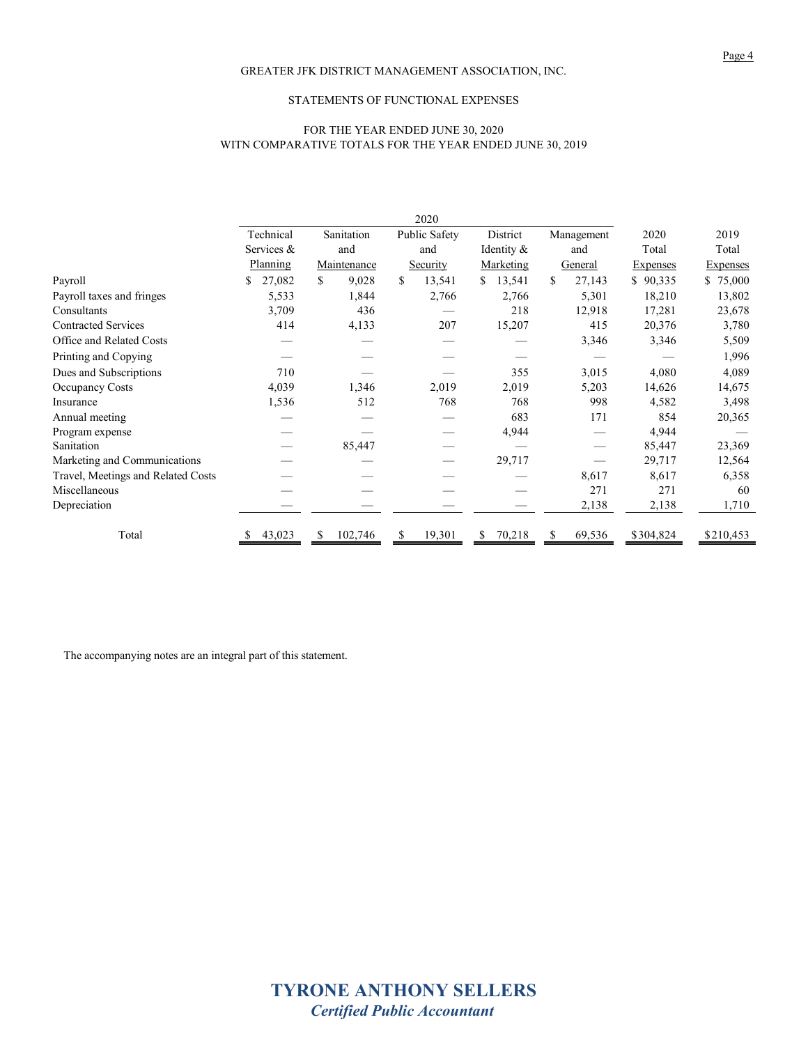GREATER JFK DISTRICT MANAGEMENT ASSOCIATION, INC.

STATEMENTS OF FUNCTIONAL EXPENSES

FOR THE YEAR ENDED JUNE 30, 2020
WITN COMPARATIVE TOTALS FOR THE YEAR ENDED JUNE 30, 2019

| | 2020 | | | | | | |
|---|---|---|---|---|---|---|---|
| | Technical Services & Planning | Sanitation and Maintenance | Public Safety and Security | District Identity & Marketing | Management and General | 2020 Total Expenses | 2019 Total Expenses |
| Payroll | $ 27,082 | $ 9,028 | $ 13,541 | $ 13,541 | $ 27,143 | $ 90,335 | $ 75,000 |
| Payroll taxes and fringes | 5,533 | 1,844 | 2,766 | 2,766 | 5,301 | 18,210 | 13,802 |
| Consultants | 3,709 | 436 | — | 218 | 12,918 | 17,281 | 23,678 |
| Contracted Services | 414 | 4,133 | 207 | 15,207 | 415 | 20,376 | 3,780 |
| Office and Related Costs | — | — | — | — | 3,346 | 3,346 | 5,509 |
| Printing and Copying | — | — | — | — | — | — | 1,996 |
| Dues and Subscriptions | 710 | — | — | 355 | 3,015 | 4,080 | 4,089 |
| Occupancy Costs | 4,039 | 1,346 | 2,019 | 2,019 | 5,203 | 14,626 | 14,675 |
| Insurance | 1,536 | 512 | 768 | 768 | 998 | 4,582 | 3,498 |
| Annual meeting | — | — | — | 683 | 171 | 854 | 20,365 |
| Program expense | — | — | — | 4,944 | — | 4,944 | — |
| Sanitation | — | 85,447 | — | — | — | 85,447 | 23,369 |
| Marketing and Communications | — | — | — | 29,717 | — | 29,717 | 12,564 |
| Travel, Meetings and Related Costs | — | — | — | — | 8,617 | 8,617 | 6,358 |
| Miscellaneous | — | — | — | — | 271 | 271 | 60 |
| Depreciation | — | — | — | — | 2,138 | 2,138 | 1,710 |
| Total | $ 43,023 | $ 102,746 | $ 19,301 | $ 70,218 | $ 69,536 | $304,824 | $210,453 |

The accompanying notes are an integral part of this statement.

**TYRONE ANTHONY SELLERS**
***Certified Public Accountant***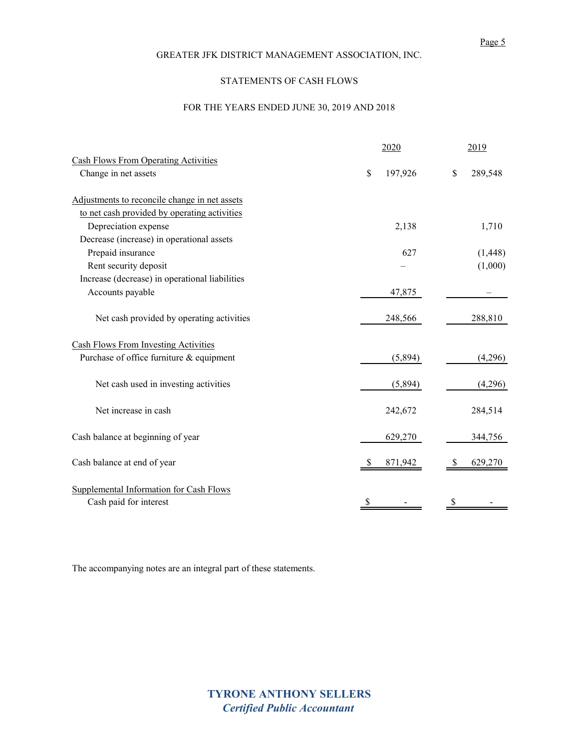GREATER JFK DISTRICT MANAGEMENT ASSOCIATION, INC.

STATEMENTS OF CASH FLOWS

FOR THE YEARS ENDED JUNE 30, 2019 AND 2018

| | 2020 | 2019 |
|---|---|---|
| Cash Flows From Operating Activities | | |
| Change in net assets | $ 197,926 | $ 289,548 |
| Adjustments to reconcile change in net assets to net cash provided by operating activities | | |
| Depreciation expense | 2,138 | 1,710 |
| Decrease (increase) in operational assets | | |
| Prepaid insurance | 627 | (1,448) |
| Rent security deposit | – | (1,000) |
| Increase (decrease) in operational liabilities | | |
| Accounts payable | 47,875 | – |
| Net cash provided by operating activities | 248,566 | 288,810 |
| Cash Flows From Investing Activities | | |
| Purchase of office furniture & equipment | (5,894) | (4,296) |
| Net cash used in investing activities | (5,894) | (4,296) |
| Net increase in cash | 242,672 | 284,514 |
| Cash balance at beginning of year | 629,270 | 344,756 |
| Cash balance at end of year | $ 871,942 | $ 629,270 |
| Supplemental Information for Cash Flows | | |
| Cash paid for interest | $ - | $ - |

The accompanying notes are an integral part of these statements.

**TYRONE ANTHONY SELLERS**
***Certified Public Accountant***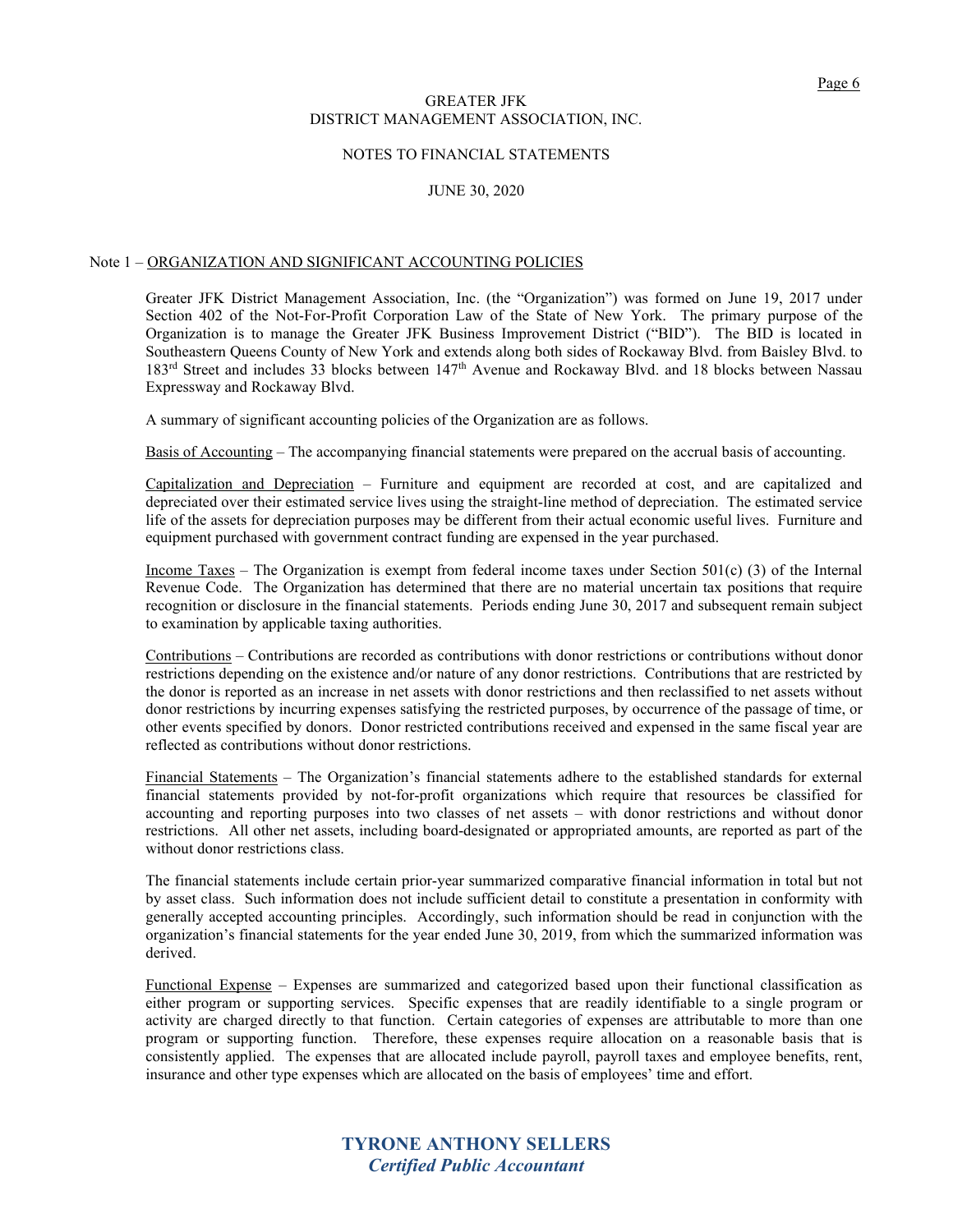# GREATER JFK DISTRICT MANAGEMENT ASSOCIATION, INC.

## NOTES TO FINANCIAL STATEMENTS

## JUNE 30, 2020

Note 1 – ORGANIZATION AND SIGNIFICANT ACCOUNTING POLICIES

Greater JFK District Management Association, Inc. (the "Organization") was formed on June 19, 2017 under Section 402 of the Not-For-Profit Corporation Law of the State of New York. The primary purpose of the Organization is to manage the Greater JFK Business Improvement District ("BID"). The BID is located in Southeastern Queens County of New York and extends along both sides of Rockaway Blvd. from Baisley Blvd. to 183rd Street and includes 33 blocks between 147th Avenue and Rockaway Blvd. and 18 blocks between Nassau Expressway and Rockaway Blvd.

A summary of significant accounting policies of the Organization are as follows.

Basis of Accounting – The accompanying financial statements were prepared on the accrual basis of accounting.

Capitalization and Depreciation – Furniture and equipment are recorded at cost, and are capitalized and depreciated over their estimated service lives using the straight-line method of depreciation. The estimated service life of the assets for depreciation purposes may be different from their actual economic useful lives. Furniture and equipment purchased with government contract funding are expensed in the year purchased.

Income Taxes – The Organization is exempt from federal income taxes under Section 501(c) (3) of the Internal Revenue Code. The Organization has determined that there are no material uncertain tax positions that require recognition or disclosure in the financial statements. Periods ending June 30, 2017 and subsequent remain subject to examination by applicable taxing authorities.

Contributions – Contributions are recorded as contributions with donor restrictions or contributions without donor restrictions depending on the existence and/or nature of any donor restrictions. Contributions that are restricted by the donor is reported as an increase in net assets with donor restrictions and then reclassified to net assets without donor restrictions by incurring expenses satisfying the restricted purposes, by occurrence of the passage of time, or other events specified by donors. Donor restricted contributions received and expensed in the same fiscal year are reflected as contributions without donor restrictions.

Financial Statements – The Organization's financial statements adhere to the established standards for external financial statements provided by not-for-profit organizations which require that resources be classified for accounting and reporting purposes into two classes of net assets – with donor restrictions and without donor restrictions. All other net assets, including board-designated or appropriated amounts, are reported as part of the without donor restrictions class.

The financial statements include certain prior-year summarized comparative financial information in total but not by asset class. Such information does not include sufficient detail to constitute a presentation in conformity with generally accepted accounting principles. Accordingly, such information should be read in conjunction with the organization's financial statements for the year ended June 30, 2019, from which the summarized information was derived.

Functional Expense – Expenses are summarized and categorized based upon their functional classification as either program or supporting services. Specific expenses that are readily identifiable to a single program or activity are charged directly to that function. Certain categories of expenses are attributable to more than one program or supporting function. Therefore, these expenses require allocation on a reasonable basis that is consistently applied. The expenses that are allocated include payroll, payroll taxes and employee benefits, rent, insurance and other type expenses which are allocated on the basis of employees' time and effort.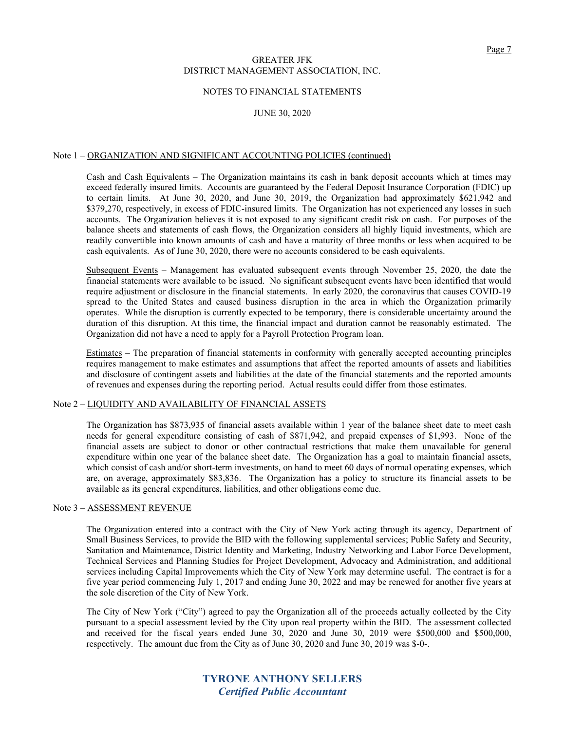GREATER JFK
DISTRICT MANAGEMENT ASSOCIATION, INC.

NOTES TO FINANCIAL STATEMENTS

JUNE 30, 2020

Note 1 – ORGANIZATION AND SIGNIFICANT ACCOUNTING POLICIES (continued)

Cash and Cash Equivalents – The Organization maintains its cash in bank deposit accounts which at times may exceed federally insured limits. Accounts are guaranteed by the Federal Deposit Insurance Corporation (FDIC) up to certain limits. At June 30, 2020, and June 30, 2019, the Organization had approximately $621,942 and $379,270, respectively, in excess of FDIC-insured limits. The Organization has not experienced any losses in such accounts. The Organization believes it is not exposed to any significant credit risk on cash. For purposes of the balance sheets and statements of cash flows, the Organization considers all highly liquid investments, which are readily convertible into known amounts of cash and have a maturity of three months or less when acquired to be cash equivalents. As of June 30, 2020, there were no accounts considered to be cash equivalents.

Subsequent Events – Management has evaluated subsequent events through November 25, 2020, the date the financial statements were available to be issued. No significant subsequent events have been identified that would require adjustment or disclosure in the financial statements. In early 2020, the coronavirus that causes COVID-19 spread to the United States and caused business disruption in the area in which the Organization primarily operates. While the disruption is currently expected to be temporary, there is considerable uncertainty around the duration of this disruption. At this time, the financial impact and duration cannot be reasonably estimated. The Organization did not have a need to apply for a Payroll Protection Program loan.

Estimates – The preparation of financial statements in conformity with generally accepted accounting principles requires management to make estimates and assumptions that affect the reported amounts of assets and liabilities and disclosure of contingent assets and liabilities at the date of the financial statements and the reported amounts of revenues and expenses during the reporting period. Actual results could differ from those estimates.

Note 2 – LIQUIDITY AND AVAILABILITY OF FINANCIAL ASSETS

The Organization has $873,935 of financial assets available within 1 year of the balance sheet date to meet cash needs for general expenditure consisting of cash of $871,942, and prepaid expenses of $1,993. None of the financial assets are subject to donor or other contractual restrictions that make them unavailable for general expenditure within one year of the balance sheet date. The Organization has a goal to maintain financial assets, which consist of cash and/or short-term investments, on hand to meet 60 days of normal operating expenses, which are, on average, approximately $83,836. The Organization has a policy to structure its financial assets to be available as its general expenditures, liabilities, and other obligations come due.

Note 3 – ASSESSMENT REVENUE

The Organization entered into a contract with the City of New York acting through its agency, Department of Small Business Services, to provide the BID with the following supplemental services; Public Safety and Security, Sanitation and Maintenance, District Identity and Marketing, Industry Networking and Labor Force Development, Technical Services and Planning Studies for Project Development, Advocacy and Administration, and additional services including Capital Improvements which the City of New York may determine useful. The contract is for a five year period commencing July 1, 2017 and ending June 30, 2022 and may be renewed for another five years at the sole discretion of the City of New York.

The City of New York ("City") agreed to pay the Organization all of the proceeds actually collected by the City pursuant to a special assessment levied by the City upon real property within the BID. The assessment collected and received for the fiscal years ended June 30, 2020 and June 30, 2019 were $500,000 and $500,000, respectively. The amount due from the City as of June 30, 2020 and June 30, 2019 was $-0-.

**TYRONE ANTHONY SELLERS**
***Certified Public Accountant***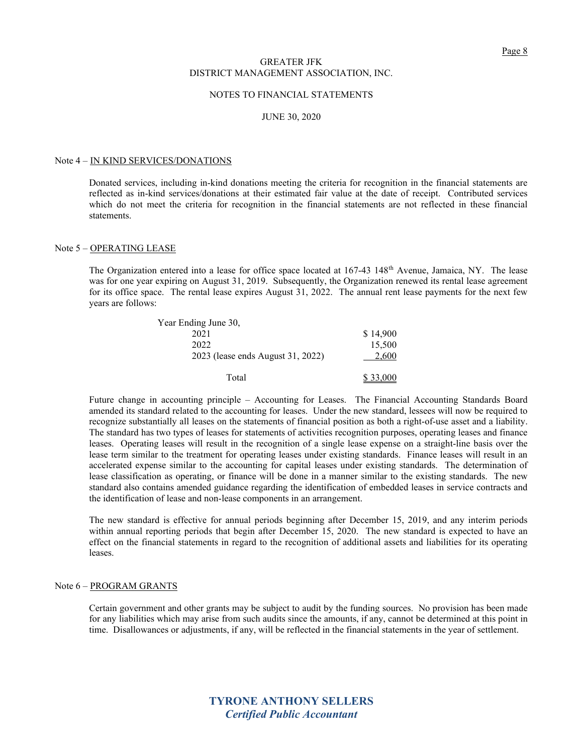GREATER JFK
DISTRICT MANAGEMENT ASSOCIATION, INC.

NOTES TO FINANCIAL STATEMENTS

JUNE 30, 2020

Note 4 – IN KIND SERVICES/DONATIONS

Donated services, including in-kind donations meeting the criteria for recognition in the financial statements are reflected as in-kind services/donations at their estimated fair value at the date of receipt. Contributed services which do not meet the criteria for recognition in the financial statements are not reflected in these financial statements.

Note 5 – OPERATING LEASE

The Organization entered into a lease for office space located at 167-43 148th Avenue, Jamaica, NY. The lease was for one year expiring on August 31, 2019. Subsequently, the Organization renewed its rental lease agreement for its office space. The rental lease expires August 31, 2022. The annual rent lease payments for the next few years are follows:

| | |
|---|---|
| Year Ending June 30, | |
| 2021 | $ 14,900 |
| 2022 | 15,500 |
| 2023 (lease ends August 31, 2022) | 2,600 |
| Total | $ 33,000 |

Future change in accounting principle – Accounting for Leases. The Financial Accounting Standards Board amended its standard related to the accounting for leases. Under the new standard, lessees will now be required to recognize substantially all leases on the statements of financial position as both a right-of-use asset and a liability. The standard has two types of leases for statements of activities recognition purposes, operating leases and finance leases. Operating leases will result in the recognition of a single lease expense on a straight-line basis over the lease term similar to the treatment for operating leases under existing standards. Finance leases will result in an accelerated expense similar to the accounting for capital leases under existing standards. The determination of lease classification as operating, or finance will be done in a manner similar to the existing standards. The new standard also contains amended guidance regarding the identification of embedded leases in service contracts and the identification of lease and non-lease components in an arrangement.

The new standard is effective for annual periods beginning after December 15, 2019, and any interim periods within annual reporting periods that begin after December 15, 2020. The new standard is expected to have an effect on the financial statements in regard to the recognition of additional assets and liabilities for its operating leases.

Note 6 – PROGRAM GRANTS

Certain government and other grants may be subject to audit by the funding sources. No provision has been made for any liabilities which may arise from such audits since the amounts, if any, cannot be determined at this point in time. Disallowances or adjustments, if any, will be reflected in the financial statements in the year of settlement.

**TYRONE ANTHONY SELLERS**
***Certified Public Accountant***